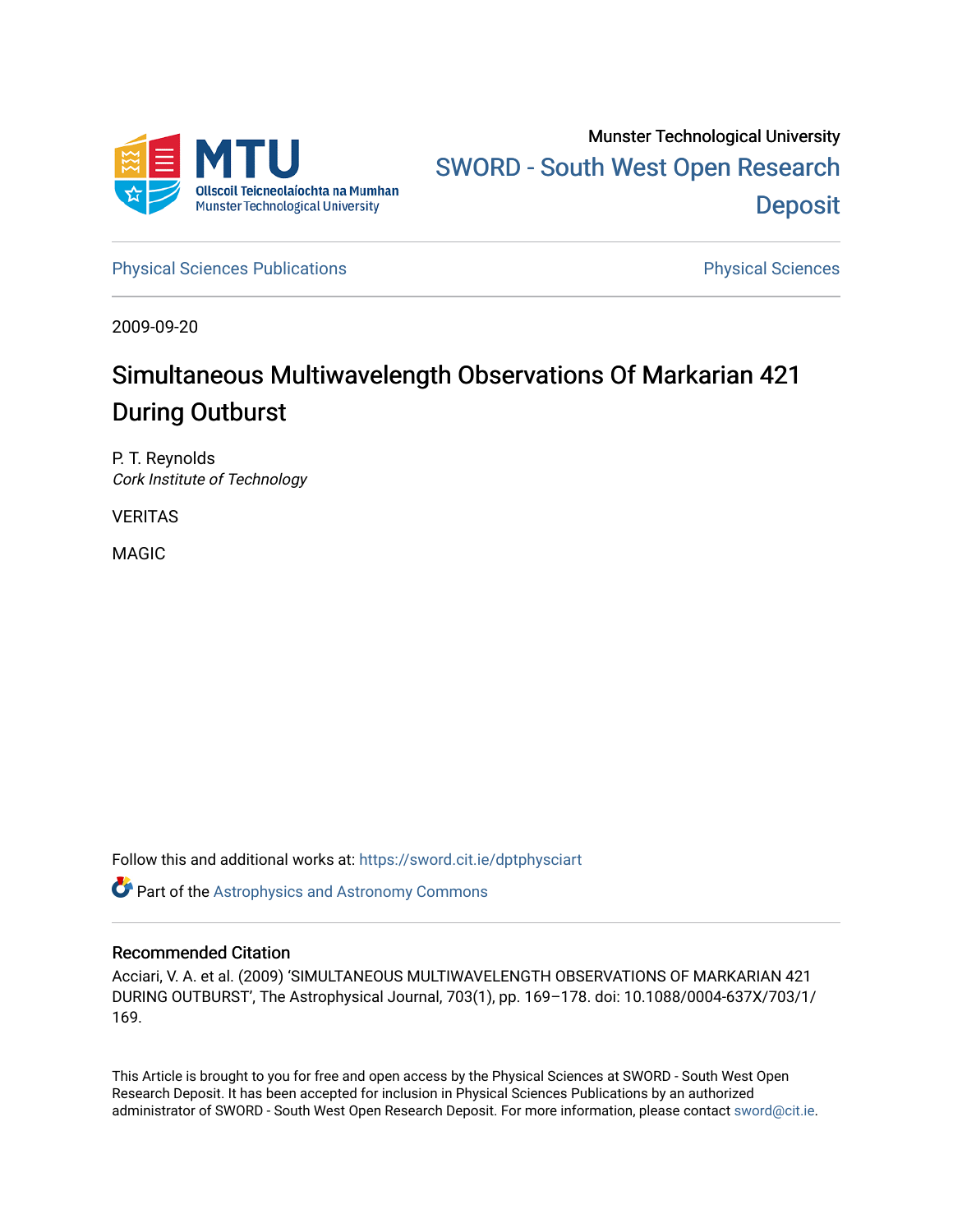Munster Technological University

SWORD - South West Open Research Deposit

Physical Sciences Publications | Physical Sciences

2009-09-20

# Simultaneous Multiwavelength Observations Of Markarian 421 During Outburst

P. T. Reynolds
*Cork Institute of Technology*

VERITAS

MAGIC

Follow this and additional works at: https://sword.cit.ie/dptphysciart

Part of the Astrophysics and Astronomy Commons

## Recommended Citation

Acciari, V. A. et al. (2009) 'SIMULTANEOUS MULTIWAVELENGTH OBSERVATIONS OF MARKARIAN 421 DURING OUTBURST', The Astrophysical Journal, 703(1), pp. 169–178. doi: 10.1088/0004-637X/703/1/169.

This Article is brought to you for free and open access by the Physical Sciences at SWORD - South West Open Research Deposit. It has been accepted for inclusion in Physical Sciences Publications by an authorized administrator of SWORD - South West Open Research Deposit. For more information, please contact sword@cit.ie.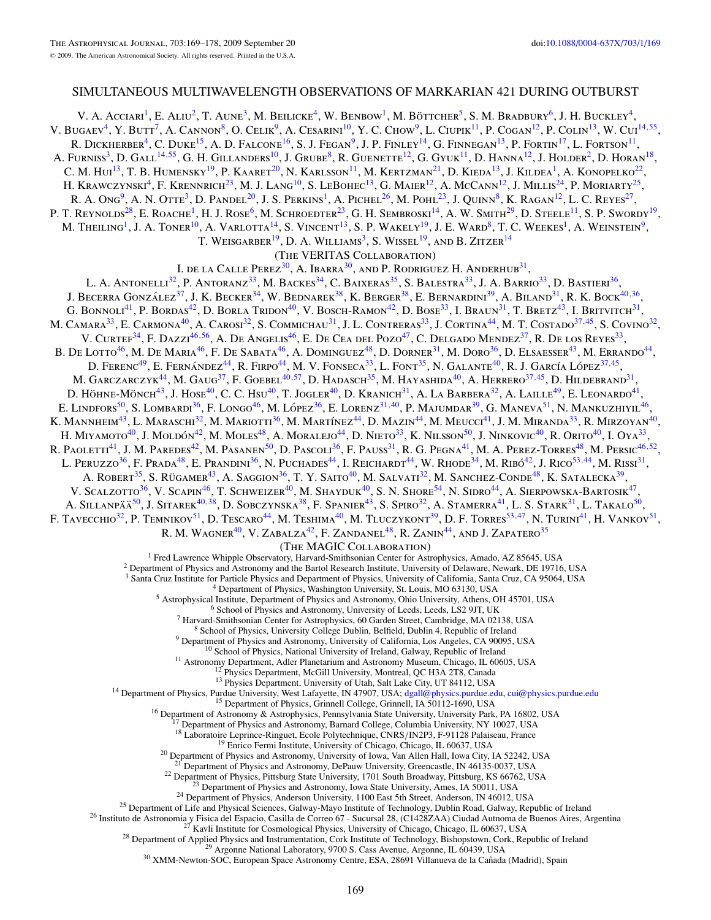# SIMULTANEOUS MULTIWAVELENGTH OBSERVATIONS OF MARKARIAN 421 DURING OUTBURST

V. A. Acciari[1], E. Aliu[2], T. Aune[3], M. Beilicke[4], W. Benbow[1], M. Böttcher[5], S. M. Bradbury[6], J. H. Buckley[4], V. Bugaev[4], Y. Butt[7], A. Cannon[8], O. Celik[9], A. Cesarini[10], Y. C. Chow[9], L. Ciupik[11], P. Cogan[12], P. Colin[13], W. Cui[14,55], R. Dickherber[4], C. Duke[15], A. D. Falcone[16], S. J. Fegan[9], J. P. Finley[14], G. Finnegan[13], P. Fortin[17], L. Fortson[11], A. Furniss[3], D. Gall[14,55], G. H. Gillanders[10], J. Grube[8], R. Guenette[12], G. Gyuk[11], D. Hanna[12], J. Holder[2], D. Horan[18], C. M. Hui[13], T. B. Humensky[19], P. Kaaret[20], N. Karlsson[11], M. Kertzman[21], D. Kieda[13], J. Kildea[1], A. Konopelko[22], H. Krawczynski[4], F. Krennrich[23], M. J. Lang[10], S. LeBohec[13], G. Maier[12], A. McCann[12], J. Millis[24], P. Moriarty[25], R. A. Ong[9], A. N. Otte[3], D. Pandel[20], J. S. Perkins[1], A. Pichel[26], M. Pohl[23], J. Quinn[8], K. Ragan[12], L. C. Reyes[27], P. T. Reynolds[28], E. Roache[1], H. J. Rose[6], M. Schroedter[23], G. H. Sembroski[14], A. W. Smith[29], D. Steele[11], S. P. Swordy[19], M. Theiling[1], J. A. Toner[10], A. Varlotta[14], S. Vincent[13], S. P. Wakely[19], J. E. Ward[8], T. C. Weekes[1], A. Weinstein[9], T. Weisgarber[19], D. A. Williams[3], S. Wissel[19], and B. Zitzer[14]

(The VERITAS Collaboration)

I. de la Calle Perez[30], A. Ibarra[30], and P. Rodriguez H. Anderhub[31], L. A. Antonelli[32], P. Antoranz[33], M. Backes[34], C. Baixeras[35], S. Balestra[33], J. A. Barrio[33], D. Bastieri[36], J. Becerra González[37], J. K. Becker[34], W. Bednarek[38], K. Berger[38], E. Bernardini[39], A. Biland[31], R. K. Bock[40,36], G. Bonnoli[41], P. Bordas[42], D. Borla Tridon[40], V. Bosch-Ramon[42], D. Bose[33], I. Braun[31], T. Bretz[43], I. Britvitch[31], M. Camara[33], E. Carmona[40], A. Carosi[32], S. Commichau[31], J. L. Contreras[33], J. Cortina[44], M. T. Costado[37,45], S. Covino[32], V. Curtef[34], F. Dazzi[46,56], A. De Angelis[46], E. De Cea del Pozo[47], C. Delgado Mendez[37], R. De los Reyes[33], B. De Lotto[46], M. De Maria[46], F. De Sabata[46], A. Dominguez[48], D. Dorner[31], M. Doro[36], D. Elsaesser[43], M. Errando[44], D. Ferenc[49], E. Fernández[44], R. Firpo[44], M. V. Fonseca[33], L. Font[35], N. Galante[40], R. J. García López[37,45], M. Garczarczyk[44], M. Gaug[37], F. Goebel[40,57], D. Hadasch[35], M. Hayashida[40], A. Herrero[37,45], D. Hildebrand[31], D. Höhne-Mönch[43], J. Hose[40], C. C. Hsu[40], T. Jogler[40], D. Kranich[31], A. La Barbera[32], A. Laille[49], E. Leonardo[41], E. Lindfors[50], S. Lombardi[36], F. Longo[46], M. López[36], E. Lorenz[31,40], P. Majumdar[39], G. Maneva[51], N. Mankuzhiyil[46], K. Mannheim[43], L. Maraschi[32], M. Mariotti[36], M. Martínez[44], D. Mazin[44], M. Meucci[41], J. M. Miranda[33], R. Mirzoyan[40], H. Miyamoto[40], J. Moldón[42], M. Moles[48], A. Moralejo[44], D. Nieto[33], K. Nilsson[50], J. Ninkovic[40], R. Orito[40], I. Oya[33], R. Paoletti[41], J. M. Paredes[42], M. Pasanen[50], D. Pascoli[36], F. Pauss[31], R. G. Pegna[41], M. A. Perez-Torres[48], M. Persic[46,52], L. Peruzzo[36], F. Prada[48], E. Prandini[36], N. Puchades[44], I. Reichardt[44], W. Rhode[34], M. Ribó[42], J. Rico[53,44], M. Rissi[31], A. Robert[35], S. Rügamer[43], A. Saggion[36], T. Y. Saito[40], M. Salvati[32], M. Sanchez-Conde[48], K. Satalecka[39], V. Scalzotto[36], V. Scapin[46], T. Schweizer[40], M. Shayduk[40], S. N. Shore[54], N. Sidro[44], A. Sierpowska-Bartosik[47], A. Sillanpää[50], J. Sitarek[40,38], D. Sobczynska[38], F. Spanier[43], S. Spiro[32], A. Stamerra[41], L. S. Stark[31], L. Takalo[50], F. Tavecchio[32], P. Temnikov[51], D. Tescaro[44], M. Teshima[40], M. Tluczykont[39], D. F. Torres[53,47], N. Turini[41], H. Vankov[51], R. M. Wagner[40], V. Zabalza[42], F. Zandanel[48], R. Zanin[44], and J. Zapatero[35]

(The MAGIC Collaboration)

[1] Fred Lawrence Whipple Observatory, Harvard-Smithsonian Center for Astrophysics, Amado, AZ 85645, USA
[2] Department of Physics and Astronomy and the Bartol Research Institute, University of Delaware, Newark, DE 19716, USA
[3] Santa Cruz Institute for Particle Physics and Department of Physics, University of California, Santa Cruz, CA 95064, USA
[4] Department of Physics, Washington University, St. Louis, MO 63130, USA
[5] Astrophysical Institute, Department of Physics and Astronomy, Ohio University, Athens, OH 45701, USA
[6] School of Physics and Astronomy, University of Leeds, Leeds, LS2 9JT, UK
[7] Harvard-Smithsonian Center for Astrophysics, 60 Garden Street, Cambridge, MA 02138, USA
[8] School of Physics, University College Dublin, Belfield, Dublin 4, Republic of Ireland
[9] Department of Physics and Astronomy, University of California, Los Angeles, CA 90095, USA
[10] School of Physics, National University of Ireland, Galway, Republic of Ireland
[11] Astronomy Department, Adler Planetarium and Astronomy Museum, Chicago, IL 60605, USA
[12] Physics Department, McGill University, Montreal, QC H3A 2T8, Canada
[13] Physics Department, University of Utah, Salt Lake City, UT 84112, USA
[14] Department of Physics, Purdue University, West Lafayette, IN 47907, USA; dgall@physics.purdue.edu, cui@physics.purdue.edu
[15] Department of Physics, Grinnell College, Grinnell, IA 50112-1690, USA
[16] Department of Astronomy & Astrophysics, Pennsylvania State University, University Park, PA 16802, USA
[17] Department of Physics and Astronomy, Barnard College, Columbia University, NY 10027, USA
[18] Laboratoire Leprince-Ringuet, Ecole Polytechnique, CNRS/IN2P3, F-91128 Palaiseau, France
[19] Enrico Fermi Institute, University of Chicago, Chicago, IL 60637, USA
[20] Department of Physics and Astronomy, University of Iowa, Van Allen Hall, Iowa City, IA 52242, USA
[21] Department of Physics and Astronomy, DePauw University, Greencastle, IN 46135-0037, USA
[22] Department of Physics, Pittsburg State University, 1701 South Broadway, Pittsburg, KS 66762, USA
[23] Department of Physics and Astronomy, Iowa State University, Ames, IA 50011, USA
[24] Department of Physics, Anderson University, 1100 East 5th Street, Anderson, IN 46012, USA
[25] Department of Life and Physical Sciences, Galway-Mayo Institute of Technology, Dublin Road, Galway, Republic of Ireland
[26] Instituto de Astronomia y Fisica del Espacio, Casilla de Correo 67 - Sucursal 28, (C1428ZAA) Ciudad Autónoma de Buenos Aires, Argentina
[27] Kavli Institute for Cosmological Physics, University of Chicago, Chicago, IL 60637, USA
[28] Department of Applied Physics and Instrumentation, Cork Institute of Technology, Bishopstown, Cork, Republic of Ireland
[29] Argonne National Laboratory, 9700 S. Cass Avenue, Argonne, IL 60439, USA
[30] XMM-Newton-SOC, European Space Astronomy Centre, ESA, 28691 Villanueva de la Cañada (Madrid), Spain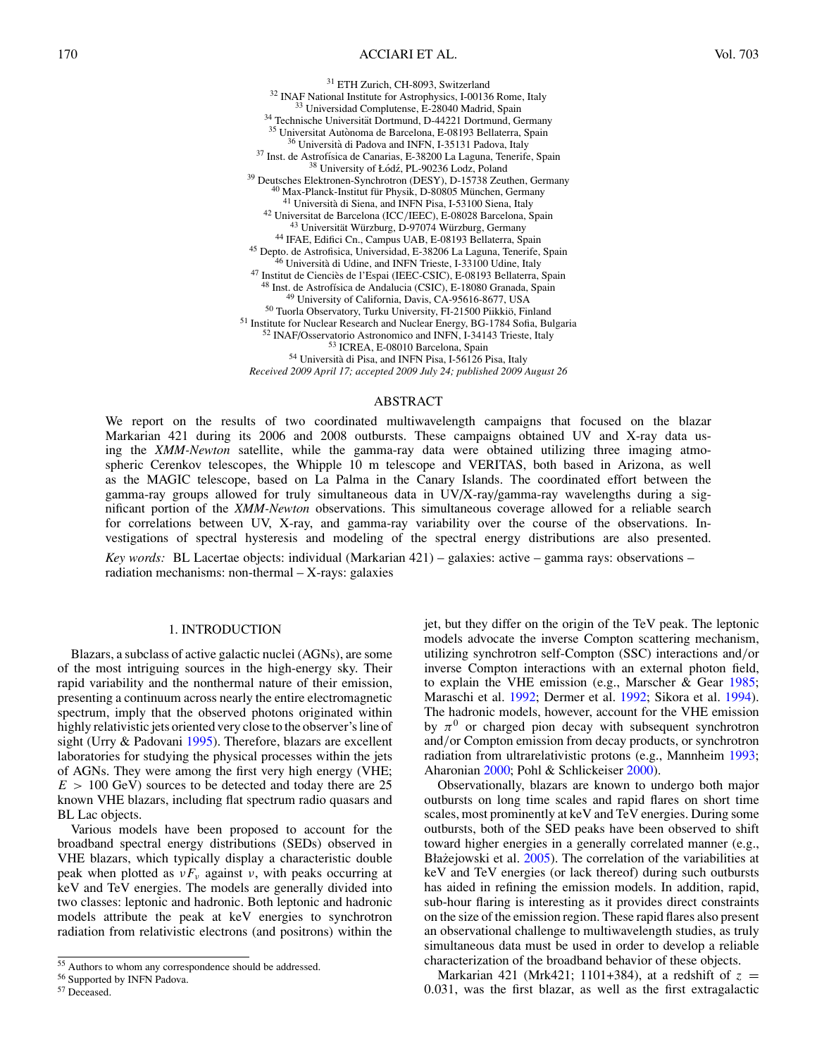[31] ETH Zurich, CH-8093, Switzerland
[32] INAF National Institute for Astrophysics, I-00136 Rome, Italy
[33] Universidad Complutense, E-28040 Madrid, Spain
[34] Technische Universität Dortmund, D-44221 Dortmund, Germany
[35] Universitat Autònoma de Barcelona, E-08193 Bellaterra, Spain
[36] Università di Padova and INFN, I-35131 Padova, Italy
[37] Inst. de Astrofísica de Canarias, E-38200 La Laguna, Tenerife, Spain
[38] University of Łódź, PL-90236 Lodz, Poland
[39] Deutsches Elektronen-Synchrotron (DESY), D-15738 Zeuthen, Germany
[40] Max-Planck-Institut für Physik, D-80805 München, Germany
[41] Università di Siena, and INFN Pisa, I-53100 Siena, Italy
[42] Universitat de Barcelona (ICC/IEEC), E-08028 Barcelona, Spain
[43] Universität Würzburg, D-97074 Würzburg, Germany
[44] IFAE, Edifici Cn., Campus UAB, E-08193 Bellaterra, Spain
[45] Depto. de Astrofisica, Universidad, E-38206 La Laguna, Tenerife, Spain
[46] Università di Udine, and INFN Trieste, I-33100 Udine, Italy
[47] Institut de Ciències de l'Espai (IEEC-CSIC), E-08193 Bellaterra, Spain
[48] Inst. de Astrofísica de Andalucia (CSIC), E-18080 Granada, Spain
[49] University of California, Davis, CA-95616-8677, USA
[50] Tuorla Observatory, Turku University, FI-21500 Piikkiö, Finland
[51] Institute for Nuclear Research and Nuclear Energy, BG-1784 Sofia, Bulgaria
[52] INAF/Osservatorio Astronomico and INFN, I-34143 Trieste, Italy
[53] ICREA, E-08010 Barcelona, Spain
[54] Università di Pisa, and INFN Pisa, I-56126 Pisa, Italy

*Received 2009 April 17; accepted 2009 July 24; published 2009 August 26*

## ABSTRACT

We report on the results of two coordinated multiwavelength campaigns that focused on the blazar Markarian 421 during its 2006 and 2008 outbursts. These campaigns obtained UV and X-ray data using the *XMM-Newton* satellite, while the gamma-ray data were obtained utilizing three imaging atmospheric Cerenkov telescopes, the Whipple 10 m telescope and VERITAS, both based in Arizona, as well as the MAGIC telescope, based on La Palma in the Canary Islands. The coordinated effort between the gamma-ray groups allowed for truly simultaneous data in UV/X-ray/gamma-ray wavelengths during a significant portion of the *XMM-Newton* observations. This simultaneous coverage allowed for a reliable search for correlations between UV, X-ray, and gamma-ray variability over the course of the observations. Investigations of spectral hysteresis and modeling of the spectral energy distributions are also presented.

*Key words:* BL Lacertae objects: individual (Markarian 421) – galaxies: active – gamma rays: observations – radiation mechanisms: non-thermal – X-rays: galaxies

## 1. INTRODUCTION

Blazars, a subclass of active galactic nuclei (AGNs), are some of the most intriguing sources in the high-energy sky. Their rapid variability and the nonthermal nature of their emission, presenting a continuum across nearly the entire electromagnetic spectrum, imply that the observed photons originated within highly relativistic jets oriented very close to the observer's line of sight (Urry & Padovani 1995). Therefore, blazars are excellent laboratories for studying the physical processes within the jets of AGNs. They were among the first very high energy (VHE; $E > 100$ GeV) sources to be detected and today there are 25 known VHE blazars, including flat spectrum radio quasars and BL Lac objects.

Various models have been proposed to account for the broadband spectral energy distributions (SEDs) observed in VHE blazars, which typically display a characteristic double peak when plotted as $\nu F_\nu$ against $\nu$, with peaks occurring at keV and TeV energies. The models are generally divided into two classes: leptonic and hadronic. Both leptonic and hadronic models attribute the peak at keV energies to synchrotron radiation from relativistic electrons (and positrons) within the jet, but they differ on the origin of the TeV peak. The leptonic models advocate the inverse Compton scattering mechanism, utilizing synchrotron self-Compton (SSC) interactions and/or inverse Compton interactions with an external photon field, to explain the VHE emission (e.g., Marscher & Gear 1985; Maraschi et al. 1992; Dermer et al. 1992; Sikora et al. 1994). The hadronic models, however, account for the VHE emission by $\pi^0$ or charged pion decay with subsequent synchrotron and/or Compton emission from decay products, or synchrotron radiation from ultrarelativistic protons (e.g., Mannheim 1993; Aharonian 2000; Pohl & Schlickeiser 2000).

Observationally, blazars are known to undergo both major outbursts on long time scales and rapid flares on short time scales, most prominently at keV and TeV energies. During some outbursts, both of the SED peaks have been observed to shift toward higher energies in a generally correlated manner (e.g., Błażejowski et al. 2005). The correlation of the variabilities at keV and TeV energies (or lack thereof) during such outbursts has aided in refining the emission models. In addition, rapid, sub-hour flaring is interesting as it provides direct constraints on the size of the emission region. These rapid flares also present an observational challenge to multiwavelength studies, as truly simultaneous data must be used in order to develop a reliable characterization of the broadband behavior of these objects.

Markarian 421 (Mrk421; 1101+384), at a redshift of $z = 0.031$, was the first blazar, as well as the first extragalactic

[55] Authors to whom any correspondence should be addressed.
[56] Supported by INFN Padova.
[57] Deceased.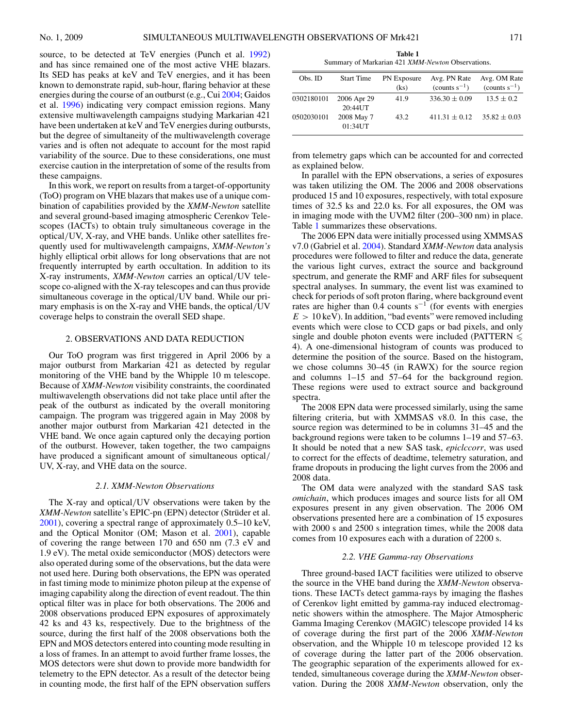source, to be detected at TeV energies (Punch et al. 1992) and has since remained one of the most active VHE blazars. Its SED has peaks at keV and TeV energies, and it has been known to demonstrate rapid, sub-hour, flaring behavior at these energies during the course of an outburst (e.g., Cui 2004; Gaidos et al. 1996) indicating very compact emission regions. Many extensive multiwavelength campaigns studying Markarian 421 have been undertaken at keV and TeV energies during outbursts, but the degree of simultaneity of the multiwavelength coverage varies and is often not adequate to account for the most rapid variability of the source. Due to these considerations, one must exercise caution in the interpretation of some of the results from these campaigns.

In this work, we report on results from a target-of-opportunity (ToO) program on VHE blazars that makes use of a unique combination of capabilities provided by the *XMM-Newton* satellite and several ground-based imaging atmospheric Cerenkov Telescopes (IACTs) to obtain truly simultaneous coverage in the optical/UV, X-ray, and VHE bands. Unlike other satellites frequently used for multiwavelength campaigns, *XMM-Newton's* highly elliptical orbit allows for long observations that are not frequently interrupted by earth occultation. In addition to its X-ray instruments, *XMM-Newton* carries an optical/UV telescope co-aligned with the X-ray telescopes and can thus provide simultaneous coverage in the optical/UV band. While our primary emphasis is on the X-ray and VHE bands, the optical/UV coverage helps to constrain the overall SED shape.

## 2. OBSERVATIONS AND DATA REDUCTION

Our ToO program was first triggered in April 2006 by a major outburst from Markarian 421 as detected by regular monitoring of the VHE band by the Whipple 10 m telescope. Because of *XMM-Newton* visibility constraints, the coordinated multiwavelength observations did not take place until after the peak of the outburst as indicated by the overall monitoring campaign. The program was triggered again in May 2008 by another major outburst from Markarian 421 detected in the VHE band. We once again captured only the decaying portion of the outburst. However, taken together, the two campaigns have produced a significant amount of simultaneous optical/UV, X-ray, and VHE data on the source.

### 2.1. *XMM-Newton* Observations

The X-ray and optical/UV observations were taken by the *XMM-Newton* satellite's EPIC-pn (EPN) detector (Strüder et al. 2001), covering a spectral range of approximately 0.5–10 keV, and the Optical Monitor (OM; Mason et al. 2001), capable of covering the range between 170 and 650 nm (7.3 eV and 1.9 eV). The metal oxide semiconductor (MOS) detectors were also operated during some of the observations, but the data were not used here. During both observations, the EPN was operated in fast timing mode to minimize photon pileup at the expense of imaging capability along the direction of event readout. The thin optical filter was in place for both observations. The 2006 and 2008 observations produced EPN exposures of approximately 42 ks and 43 ks, respectively. Due to the brightness of the source, during the first half of the 2008 observations both the EPN and MOS detectors entered into counting mode resulting in a loss of frames. In an attempt to avoid further frame losses, the MOS detectors were shut down to provide more bandwidth for telemetry to the EPN detector. As a result of the detector being in counting mode, the first half of the EPN observation suffers from telemetry gaps which can be accounted for and corrected as explained below.

**Table 1**
Summary of Markarian 421 *XMM-Newton* Observations.

| Obs. ID | Start Time | PN Exposure (ks) | Avg. PN Rate (counts $s^{-1}$) | Avg. OM Rate (counts $s^{-1}$) |
|---|---|---|---|---|
| 0302180101 | 2006 Apr 29 20:44UT | 41.9 | $336.30 \pm 0.09$ | $13.5 \pm 0.2$ |
| 0502030101 | 2008 May 7 01:34UT | 43.2 | $411.31 \pm 0.12$ | $35.82 \pm 0.03$ |

In parallel with the EPN observations, a series of exposures was taken utilizing the OM. The 2006 and 2008 observations produced 15 and 10 exposures, respectively, with total exposure times of 32.5 ks and 22.0 ks. For all exposures, the OM was in imaging mode with the UVM2 filter (200–300 nm) in place. Table 1 summarizes these observations.

The 2006 EPN data were initially processed using XMMSAS v7.0 (Gabriel et al. 2004). Standard *XMM-Newton* data analysis procedures were followed to filter and reduce the data, generate the various light curves, extract the source and background spectrum, and generate the RMF and ARF files for subsequent spectral analyses. In summary, the event list was examined to check for periods of soft proton flaring, where background event rates are higher than 0.4 counts $s^{-1}$ (for events with energies $E > 10$ keV). In addition, "bad events" were removed including events which were close to CCD gaps or bad pixels, and only single and double photon events were included (PATTERN $\leqslant$ 4). A one-dimensional histogram of counts was produced to determine the position of the source. Based on the histogram, we chose columns 30–45 (in RAWX) for the source region and columns 1–15 and 57–64 for the background region. These regions were used to extract source and background spectra.

The 2008 EPN data were processed similarly, using the same filtering criteria, but with XMMSAS v8.0. In this case, the source region was determined to be in columns 31–45 and the background regions were taken to be columns 1–19 and 57–63. It should be noted that a new SAS task, *epiclccorr*, was used to correct for the effects of deadtime, telemetry saturation, and frame dropouts in producing the light curves from the 2006 and 2008 data.

The OM data were analyzed with the standard SAS task *omichain*, which produces images and source lists for all OM exposures present in any given observation. The 2006 OM observations presented here are a combination of 15 exposures with 2000 s and 2500 s integration times, while the 2008 data comes from 10 exposures each with a duration of 2200 s.

### 2.2. VHE Gamma-ray Observations

Three ground-based IACT facilities were utilized to observe the source in the VHE band during the *XMM-Newton* observations. These IACTs detect gamma-rays by imaging the flashes of Cerenkov light emitted by gamma-ray induced electromagnetic showers within the atmosphere. The Major Atmospheric Gamma Imaging Cerenkov (MAGIC) telescope provided 14 ks of coverage during the first part of the 2006 *XMM-Newton* observation, and the Whipple 10 m telescope provided 12 ks of coverage during the latter part of the 2006 observation. The geographic separation of the experiments allowed for extended, simultaneous coverage during the *XMM-Newton* observation. During the 2008 *XMM-Newton* observation, only the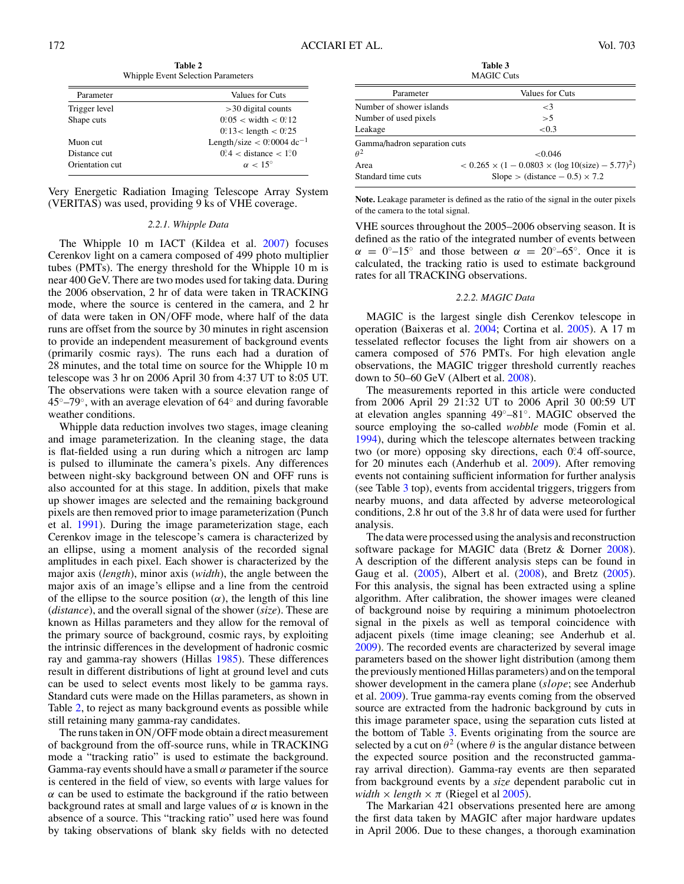**Table 2**
Whipple Event Selection Parameters

| Parameter | Values for Cuts |
| --- | --- |
| Trigger level | >30 digital counts |
| Shape cuts | $0\overset{\circ}{.}05 <$ width $< 0\overset{\circ}{.}12$ |
| | $0\overset{\circ}{.}13 <$ length $< 0\overset{\circ}{.}25$ |
| Muon cut | Length/size $< 0\overset{\circ}{.}0004$ dc$^{-1}$ |
| Distance cut | $0\overset{\circ}{.}4 <$ distance $< 1\overset{\circ}{.}0$ |
| Orientation cut | $\alpha < 15^\circ$ |

Very Energetic Radiation Imaging Telescope Array System (VERITAS) was used, providing 9 ks of VHE coverage.

#### 2.2.1. Whipple Data

The Whipple 10 m IACT (Kildea et al. 2007) focuses Cerenkov light on a camera composed of 499 photo multiplier tubes (PMTs). The energy threshold for the Whipple 10 m is near 400 GeV. There are two modes used for taking data. During the 2006 observation, 2 hr of data were taken in TRACKING mode, where the source is centered in the camera, and 2 hr of data were taken in ON/OFF mode, where half of the data runs are offset from the source by 30 minutes in right ascension to provide an independent measurement of background events (primarily cosmic rays). The runs each had a duration of 28 minutes, and the total time on source for the Whipple 10 m telescope was 3 hr on 2006 April 30 from 4:37 UT to 8:05 UT. The observations were taken with a source elevation range of $45^\circ$–$79^\circ$, with an average elevation of $64^\circ$ and during favorable weather conditions.

Whipple data reduction involves two stages, image cleaning and image parameterization. In the cleaning stage, the data is flat-fielded using a run during which a nitrogen arc lamp is pulsed to illuminate the camera's pixels. Any differences between night-sky background between ON and OFF runs is also accounted for at this stage. In addition, pixels that make up shower images are selected and the remaining background pixels are then removed prior to image parameterization (Punch et al. 1991). During the image parameterization stage, each Cerenkov image in the telescope's camera is characterized by an ellipse, using a moment analysis of the recorded signal amplitudes in each pixel. Each shower is characterized by the major axis (*length*), minor axis (*width*), the angle between the major axis of an image's ellipse and a line from the centroid of the ellipse to the source position ($\alpha$), the length of this line (*distance*), and the overall signal of the shower (*size*). These are known as Hillas parameters and they allow for the removal of the primary source of background, cosmic rays, by exploiting the intrinsic differences in the development of hadronic cosmic ray and gamma-ray showers (Hillas 1985). These differences result in different distributions of light at ground level and cuts can be used to select events most likely to be gamma rays. Standard cuts were made on the Hillas parameters, as shown in Table 2, to reject as many background events as possible while still retaining many gamma-ray candidates.

The runs taken in ON/OFF mode obtain a direct measurement of background from the off-source runs, while in TRACKING mode a "tracking ratio" is used to estimate the background. Gamma-ray events should have a small $\alpha$ parameter if the source is centered in the field of view, so events with large values for $\alpha$ can be used to estimate the background if the ratio between background rates at small and large values of $\alpha$ is known in the absence of a source. This "tracking ratio" used here was found by taking observations of blank sky fields with no detected VHE sources throughout the 2005–2006 observing season. It is defined as the ratio of the integrated number of events between $\alpha = 0^\circ$–$15^\circ$ and those between $\alpha = 20^\circ$–$65^\circ$. Once it is calculated, the tracking ratio is used to estimate background rates for all TRACKING observations.

**Table 3**
MAGIC Cuts

| Parameter | Values for Cuts |
| --- | --- |
| Number of shower islands | <3 |
| Number of used pixels | >5 |
| Leakage | <0.3 |
| Gamma/hadron separation cuts | |
| $\theta^2$ | <0.046 |
| Area | $< 0.265 \times (1 - 0.0803 \times (\log 10(\text{size}) - 5.77)^2)$ |
| Standard time cuts | Slope > (distance − 0.5) × 7.2 |

**Note.** Leakage parameter is defined as the ratio of the signal in the outer pixels of the camera to the total signal.

#### 2.2.2. MAGIC Data

MAGIC is the largest single dish Cerenkov telescope in operation (Baixeras et al. 2004; Cortina et al. 2005). A 17 m tesselated reflector focuses the light from air showers on a camera composed of 576 PMTs. For high elevation angle observations, the MAGIC trigger threshold currently reaches down to 50–60 GeV (Albert et al. 2008).

The measurements reported in this article were conducted from 2006 April 29 21:32 UT to 2006 April 30 00:59 UT at elevation angles spanning $49^\circ$–$81^\circ$. MAGIC observed the source employing the so-called *wobble* mode (Fomin et al. 1994), during which the telescope alternates between tracking two (or more) opposing sky directions, each $0\overset{\circ}{.}4$ off-source, for 20 minutes each (Anderhub et al. 2009). After removing events not containing sufficient information for further analysis (see Table 3 top), events from accidental triggers, triggers from nearby muons, and data affected by adverse meteorological conditions, 2.8 hr out of the 3.8 hr of data were used for further analysis.

The data were processed using the analysis and reconstruction software package for MAGIC data (Bretz & Dorner 2008). A description of the different analysis steps can be found in Gaug et al. (2005), Albert et al. (2008), and Bretz (2005). For this analysis, the signal has been extracted using a spline algorithm. After calibration, the shower images were cleaned of background noise by requiring a minimum photoelectron signal in the pixels as well as temporal coincidence with adjacent pixels (time image cleaning; see Anderhub et al. 2009). The recorded events are characterized by several image parameters based on the shower light distribution (among them the previously mentioned Hillas parameters) and on the temporal shower development in the camera plane (*slope*; see Anderhub et al. 2009). True gamma-ray events coming from the observed source are extracted from the hadronic background by cuts in this image parameter space, using the separation cuts listed at the bottom of Table 3. Events originating from the source are selected by a cut on $\theta^2$ (where $\theta$ is the angular distance between the expected source position and the reconstructed gamma-ray arrival direction). Gamma-ray events are then separated from background events by a *size* dependent parabolic cut in *width* × *length* × $\pi$ (Riegel et al 2005).

The Markarian 421 observations presented here are among the first data taken by MAGIC after major hardware updates in April 2006. Due to these changes, a thorough examination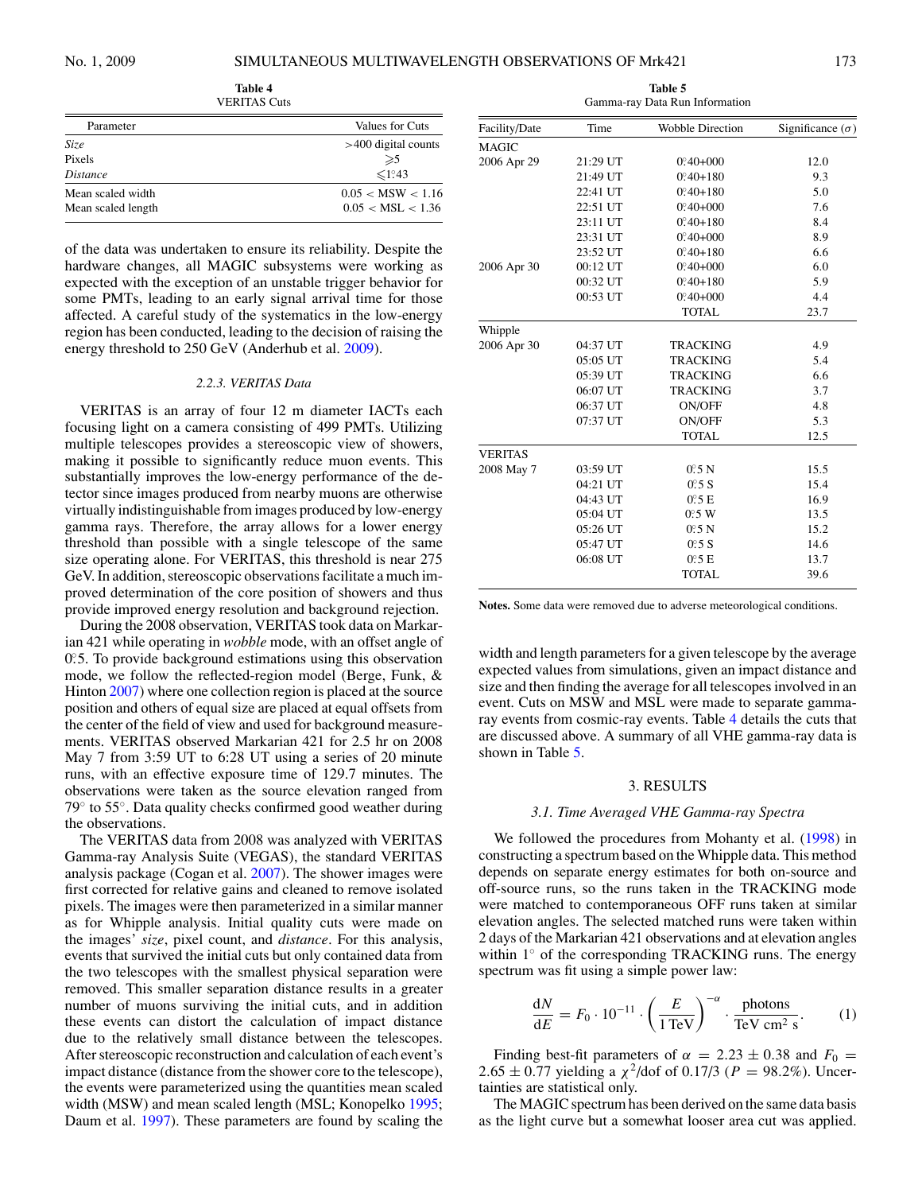**Table 4**
VERITAS Cuts

| Parameter | Values for Cuts |
|---|---|
| *Size* | >400 digital counts |
| Pixels | ⩾5 |
| *Distance* | ⩽1°.43 |
| Mean scaled width | 0.05 < MSW < 1.16 |
| Mean scaled length | 0.05 < MSL < 1.36 |

of the data was undertaken to ensure its reliability. Despite the hardware changes, all MAGIC subsystems were working as expected with the exception of an unstable trigger behavior for some PMTs, leading to an early signal arrival time for those affected. A careful study of the systematics in the low-energy region has been conducted, leading to the decision of raising the energy threshold to 250 GeV (Anderhub et al. 2009).

### 2.2.3. VERITAS Data

VERITAS is an array of four 12 m diameter IACTs each focusing light on a camera consisting of 499 PMTs. Utilizing multiple telescopes provides a stereoscopic view of showers, making it possible to significantly reduce muon events. This substantially improves the low-energy performance of the detector since images produced from nearby muons are otherwise virtually indistinguishable from images produced by low-energy gamma rays. Therefore, the array allows for a lower energy threshold than possible with a single telescope of the same size operating alone. For VERITAS, this threshold is near 275 GeV. In addition, stereoscopic observations facilitate a much improved determination of the core position of showers and thus provide improved energy resolution and background rejection.

During the 2008 observation, VERITAS took data on Markarian 421 while operating in *wobble* mode, with an offset angle of 0°.5. To provide background estimations using this observation mode, we follow the reflected-region model (Berge, Funk, & Hinton 2007) where one collection region is placed at the source position and others of equal size are placed at equal offsets from the center of the field of view and used for background measurements. VERITAS observed Markarian 421 for 2.5 hr on 2008 May 7 from 3:59 UT to 6:28 UT using a series of 20 minute runs, with an effective exposure time of 129.7 minutes. The observations were taken as the source elevation ranged from 79° to 55°. Data quality checks confirmed good weather during the observations.

The VERITAS data from 2008 was analyzed with VERITAS Gamma-ray Analysis Suite (VEGAS), the standard VERITAS analysis package (Cogan et al. 2007). The shower images were first corrected for relative gains and cleaned to remove isolated pixels. The images were then parameterized in a similar manner as for Whipple analysis. Initial quality cuts were made on the images' *size*, pixel count, and *distance*. For this analysis, events that survived the initial cuts but only contained data from the two telescopes with the smallest physical separation were removed. This smaller separation distance results in a greater number of muons surviving the initial cuts, and in addition these events can distort the calculation of impact distance due to the relatively small distance between the telescopes. After stereoscopic reconstruction and calculation of each event's impact distance (distance from the shower core to the telescope), the events were parameterized using the quantities mean scaled width (MSW) and mean scaled length (MSL; Konopelko 1995; Daum et al. 1997). These parameters are found by scaling the width and length parameters for a given telescope by the average expected values from simulations, given an impact distance and size and then finding the average for all telescopes involved in an event. Cuts on MSW and MSL were made to separate gamma-ray events from cosmic-ray events. Table 4 details the cuts that are discussed above. A summary of all VHE gamma-ray data is shown in Table 5.

**Table 5**
Gamma-ray Data Run Information

| Facility/Date | Time | Wobble Direction | Significance (σ) |
|---|---|---|---|
| MAGIC | | | |
| 2006 Apr 29 | 21:29 UT | 0°.40+000 | 12.0 |
| | 21:49 UT | 0°.40+180 | 9.3 |
| | 22:41 UT | 0°.40+180 | 5.0 |
| | 22:51 UT | 0°.40+000 | 7.6 |
| | 23:11 UT | 0°.40+180 | 8.4 |
| | 23:31 UT | 0°.40+000 | 8.9 |
| | 23:52 UT | 0°.40+180 | 6.6 |
| 2006 Apr 30 | 00:12 UT | 0°.40+000 | 6.0 |
| | 00:32 UT | 0°.40+180 | 5.9 |
| | 00:53 UT | 0°.40+000 | 4.4 |
| | | TOTAL | 23.7 |
| Whipple | | | |
| 2006 Apr 30 | 04:37 UT | TRACKING | 4.9 |
| | 05:05 UT | TRACKING | 5.4 |
| | 05:39 UT | TRACKING | 6.6 |
| | 06:07 UT | TRACKING | 3.7 |
| | 06:37 UT | ON/OFF | 4.8 |
| | 07:37 UT | ON/OFF | 5.3 |
| | | TOTAL | 12.5 |
| VERITAS | | | |
| 2008 May 7 | 03:59 UT | 0°.5 N | 15.5 |
| | 04:21 UT | 0°.5 S | 15.4 |
| | 04:43 UT | 0°.5 E | 16.9 |
| | 05:04 UT | 0°.5 W | 13.5 |
| | 05:26 UT | 0°.5 N | 15.2 |
| | 05:47 UT | 0°.5 S | 14.6 |
| | 06:08 UT | 0°.5 E | 13.7 |
| | | TOTAL | 39.6 |

**Notes.** Some data were removed due to adverse meteorological conditions.

## 3. RESULTS

### 3.1. Time Averaged VHE Gamma-ray Spectra

We followed the procedures from Mohanty et al. (1998) in constructing a spectrum based on the Whipple data. This method depends on separate energy estimates for both on-source and off-source runs, so the runs taken in the TRACKING mode were matched to contemporaneous OFF runs taken at similar elevation angles. The selected matched runs were taken within 2 days of the Markarian 421 observations and at elevation angles within 1° of the corresponding TRACKING runs. The energy spectrum was fit using a simple power law:

$$\frac{\mathrm{d}N}{\mathrm{d}E} = F_0 \cdot 10^{-11} \cdot \left(\frac{E}{1\,\mathrm{TeV}}\right)^{-\alpha} \cdot \frac{\mathrm{photons}}{\mathrm{TeV\,cm^2\,s}}. \qquad (1)$$

Finding best-fit parameters of $\alpha = 2.23 \pm 0.38$ and $F_0 = 2.65 \pm 0.77$ yielding a $\chi^2$/dof of 0.17/3 ($P = 98.2\%$). Uncertainties are statistical only.

The MAGIC spectrum has been derived on the same data basis as the light curve but a somewhat looser area cut was applied.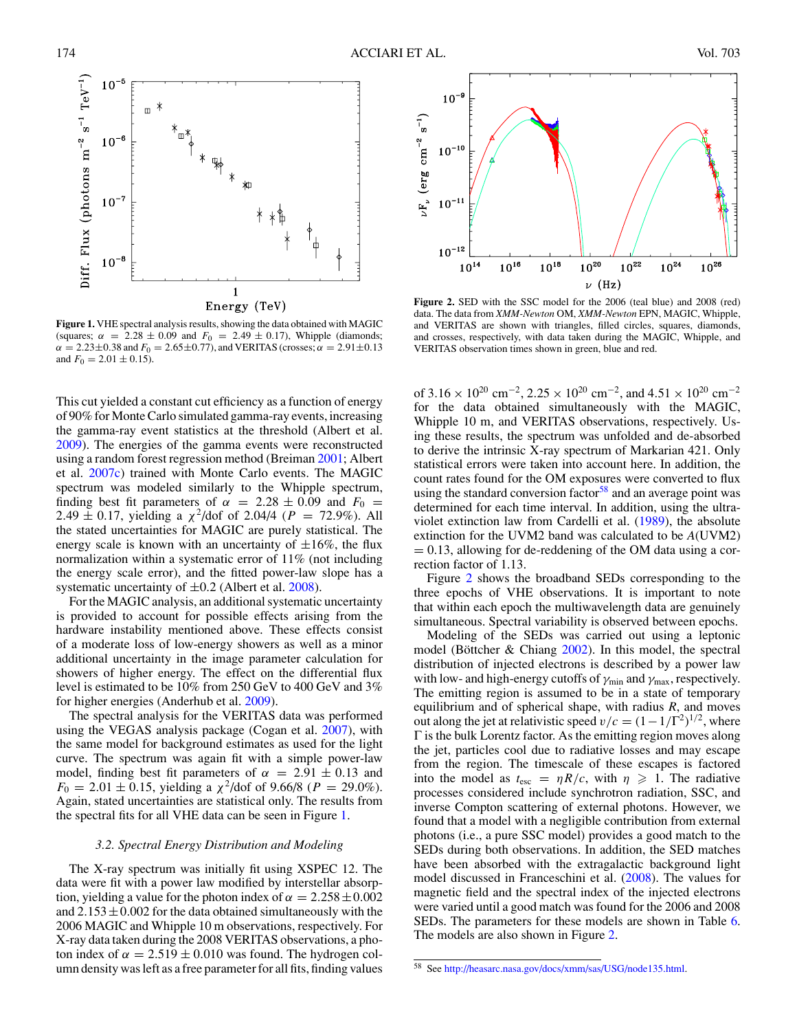**Figure 1.** VHE spectral analysis results, showing the data obtained with MAGIC (squares; $\alpha = 2.28 \pm 0.09$ and $F_0 = 2.49 \pm 0.17$), Whipple (diamonds; $\alpha = 2.23 \pm 0.38$ and $F_0 = 2.65 \pm 0.77$), and VERITAS (crosses; $\alpha = 2.91 \pm 0.13$ and $F_0 = 2.01 \pm 0.15$).

This cut yielded a constant cut efficiency as a function of energy of 90% for Monte Carlo simulated gamma-ray events, increasing the gamma-ray event statistics at the threshold (Albert et al. 2009). The energies of the gamma events were reconstructed using a random forest regression method (Breiman 2001; Albert et al. 2007c) trained with Monte Carlo events. The MAGIC spectrum was modeled similarly to the Whipple spectrum, finding best fit parameters of $\alpha = 2.28 \pm 0.09$ and $F_0 = 2.49 \pm 0.17$, yielding a $\chi^2$/dof of 2.04/4 ($P = 72.9\%$). All the stated uncertainties for MAGIC are purely statistical. The energy scale is known with an uncertainty of $\pm 16\%$, the flux normalization within a systematic error of 11% (not including the energy scale error), and the fitted power-law slope has a systematic uncertainty of $\pm 0.2$ (Albert et al. 2008).

For the MAGIC analysis, an additional systematic uncertainty is provided to account for possible effects arising from the hardware instability mentioned above. These effects consist of a moderate loss of low-energy showers as well as a minor additional uncertainty in the image parameter calculation for showers of higher energy. The effect on the differential flux level is estimated to be 10% from 250 GeV to 400 GeV and 3% for higher energies (Anderhub et al. 2009).

The spectral analysis for the VERITAS data was performed using the VEGAS analysis package (Cogan et al. 2007), with the same model for background estimates as used for the light curve. The spectrum was again fit with a simple power-law model, finding best fit parameters of $\alpha = 2.91 \pm 0.13$ and $F_0 = 2.01 \pm 0.15$, yielding a $\chi^2$/dof of 9.66/8 ($P = 29.0\%$). Again, stated uncertainties are statistical only. The results from the spectral fits for all VHE data can be seen in Figure 1.

### 3.2. *Spectral Energy Distribution and Modeling*

The X-ray spectrum was initially fit using XSPEC 12. The data were fit with a power law modified by interstellar absorption, yielding a value for the photon index of $\alpha = 2.258 \pm 0.002$ and $2.153 \pm 0.002$ for the data obtained simultaneously with the 2006 MAGIC and Whipple 10 m observations, respectively. For X-ray data taken during the 2008 VERITAS observations, a photon index of $\alpha = 2.519 \pm 0.010$ was found. The hydrogen column density was left as a free parameter for all fits, finding values of $3.16 \times 10^{20}$ cm$^{-2}$, $2.25 \times 10^{20}$ cm$^{-2}$, and $4.51 \times 10^{20}$ cm$^{-2}$ for the data obtained simultaneously with the MAGIC, Whipple 10 m, and VERITAS observations, respectively. Using these results, the spectrum was unfolded and de-absorbed to derive the intrinsic X-ray spectrum of Markarian 421. Only statistical errors were taken into account here. In addition, the count rates found for the OM exposures were converted to flux using the standard conversion factor[58] and an average point was determined for each time interval. In addition, using the ultraviolet extinction law from Cardelli et al. (1989), the absolute extinction for the UVM2 band was calculated to be $A(\text{UVM2}) = 0.13$, allowing for de-reddening of the OM data using a correction factor of 1.13.

**Figure 2.** SED with the SSC model for the 2006 (teal blue) and 2008 (red) data. The data from *XMM-Newton* OM, *XMM-Newton* EPN, MAGIC, Whipple, and VERITAS are shown with triangles, filled circles, squares, diamonds, and crosses, respectively, with data taken during the MAGIC, Whipple, and VERITAS observation times shown in green, blue and red.

Figure 2 shows the broadband SEDs corresponding to the three epochs of VHE observations. It is important to note that within each epoch the multiwavelength data are genuinely simultaneous. Spectral variability is observed between epochs.

Modeling of the SEDs was carried out using a leptonic model (Böttcher & Chiang 2002). In this model, the spectral distribution of injected electrons is described by a power law with low- and high-energy cutoffs of $\gamma_{\min}$ and $\gamma_{\max}$, respectively. The emitting region is assumed to be in a state of temporary equilibrium and of spherical shape, with radius $R$, and moves out along the jet at relativistic speed $v/c = (1 - 1/\Gamma^2)^{1/2}$, where $\Gamma$ is the bulk Lorentz factor. As the emitting region moves along the jet, particles cool due to radiative losses and may escape from the region. The timescale of these escapes is factored into the model as $t_{\text{esc}} = \eta R/c$, with $\eta \geqslant 1$. The radiative processes considered include synchrotron radiation, SSC, and inverse Compton scattering of external photons. However, we found that a model with a negligible contribution from external photons (i.e., a pure SSC model) provides a good match to the SEDs during both observations. In addition, the SED matches have been absorbed with the extragalactic background light model discussed in Franceschini et al. (2008). The values for magnetic field and the spectral index of the injected electrons were varied until a good match was found for the 2006 and 2008 SEDs. The parameters for these models are shown in Table 6. The models are also shown in Figure 2.

[58] See http://heasarc.nasa.gov/docs/xmm/sas/USG/node135.html.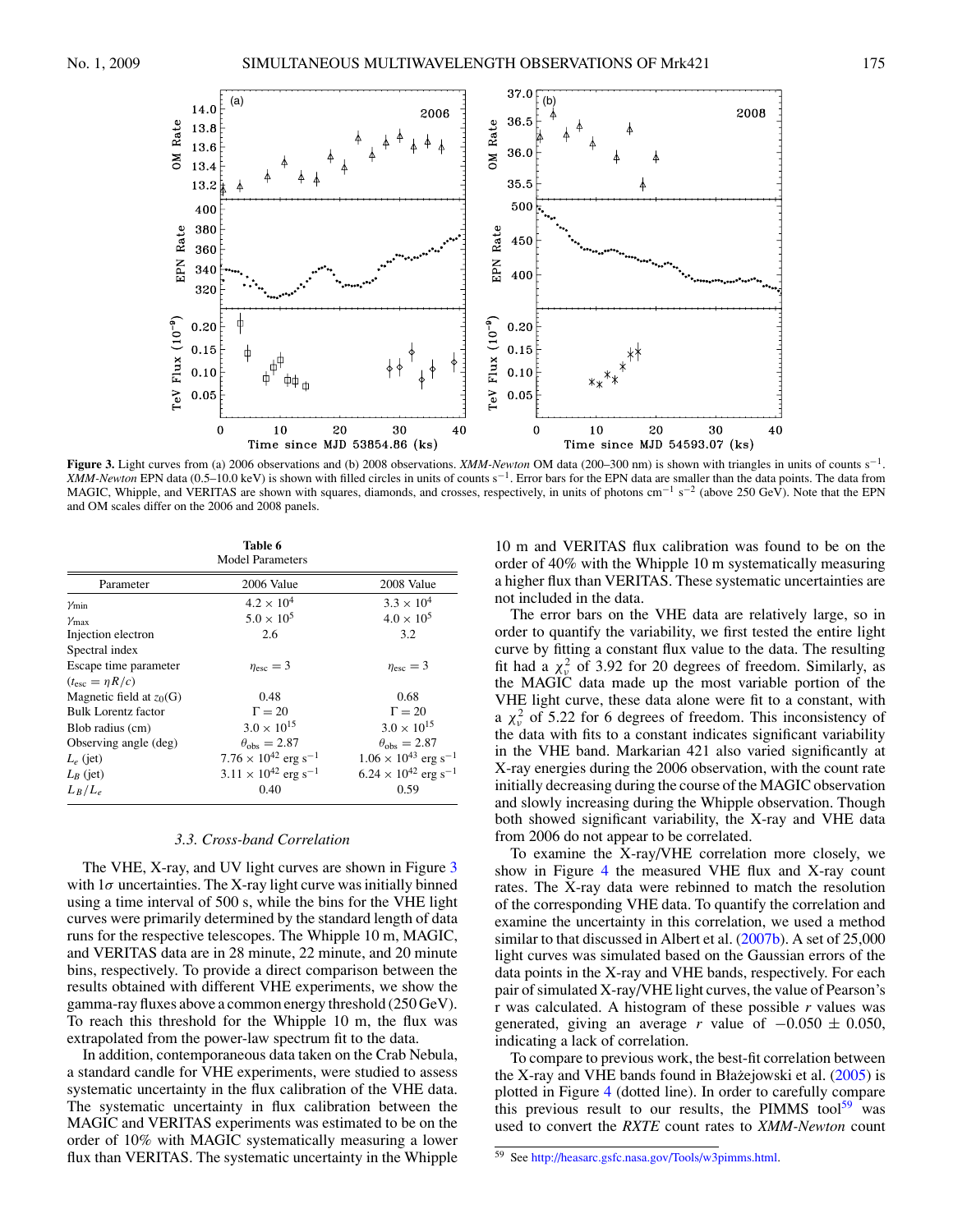**Figure 3.** Light curves from (a) 2006 observations and (b) 2008 observations. *XMM-Newton* OM data (200–300 nm) is shown with triangles in units of counts $s^{-1}$. *XMM-Newton* EPN data (0.5–10.0 keV) is shown with filled circles in units of counts $s^{-1}$. Error bars for the EPN data are smaller than the data points. The data from MAGIC, Whipple, and VERITAS are shown with squares, diamonds, and crosses, respectively, in units of photons $cm^{-1}$ $s^{-2}$ (above 250 GeV). Note that the EPN and OM scales differ on the 2006 and 2008 panels.

**Table 6**
Model Parameters

| Parameter | 2006 Value | 2008 Value |
|---|---|---|
| $\gamma_{min}$ | $4.2 \times 10^4$ | $3.3 \times 10^4$ |
| $\gamma_{max}$ | $5.0 \times 10^5$ | $4.0 \times 10^5$ |
| Injection electron Spectral index | 2.6 | 3.2 |
| Escape time parameter ($t_{esc} = \eta R/c$) | $\eta_{esc} = 3$ | $\eta_{esc} = 3$ |
| Magnetic field at $z_0$(G) | 0.48 | 0.68 |
| Bulk Lorentz factor | $\Gamma = 20$ | $\Gamma = 20$ |
| Blob radius (cm) | $3.0 \times 10^{15}$ | $3.0 \times 10^{15}$ |
| Observing angle (deg) | $\theta_{obs} = 2.87$ | $\theta_{obs} = 2.87$ |
| $L_e$ (jet) | $7.76 \times 10^{42}$ erg $s^{-1}$ | $1.06 \times 10^{43}$ erg $s^{-1}$ |
| $L_B$ (jet) | $3.11 \times 10^{42}$ erg $s^{-1}$ | $6.24 \times 10^{42}$ erg $s^{-1}$ |
| $L_B/L_e$ | 0.40 | 0.59 |

### 3.3. Cross-band Correlation

The VHE, X-ray, and UV light curves are shown in Figure 3 with $1\sigma$ uncertainties. The X-ray light curve was initially binned using a time interval of 500 s, while the bins for the VHE light curves were primarily determined by the standard length of data runs for the respective telescopes. The Whipple 10 m, MAGIC, and VERITAS data are in 28 minute, 22 minute, and 20 minute bins, respectively. To provide a direct comparison between the results obtained with different VHE experiments, we show the gamma-ray fluxes above a common energy threshold (250 GeV). To reach this threshold for the Whipple 10 m, the flux was extrapolated from the power-law spectrum fit to the data.

In addition, contemporaneous data taken on the Crab Nebula, a standard candle for VHE experiments, were studied to assess systematic uncertainty in the flux calibration of the VHE data. The systematic uncertainty in flux calibration between the MAGIC and VERITAS experiments was estimated to be on the order of 10% with MAGIC systematically measuring a lower flux than VERITAS. The systematic uncertainty in the Whipple 10 m and VERITAS flux calibration was found to be on the order of 40% with the Whipple 10 m systematically measuring a higher flux than VERITAS. These systematic uncertainties are not included in the data.

The error bars on the VHE data are relatively large, so in order to quantify the variability, we first tested the entire light curve by fitting a constant flux value to the data. The resulting fit had a $\chi^2_\nu$ of 3.92 for 20 degrees of freedom. Similarly, as the MAGIC data made up the most variable portion of the VHE light curve, these data alone were fit to a constant, with a $\chi^2_\nu$ of 5.22 for 6 degrees of freedom. This inconsistency of the data with fits to a constant indicates significant variability in the VHE band. Markarian 421 also varied significantly at X-ray energies during the 2006 observation, with the count rate initially decreasing during the course of the MAGIC observation and slowly increasing during the Whipple observation. Though both showed significant variability, the X-ray and VHE data from 2006 do not appear to be correlated.

To examine the X-ray/VHE correlation more closely, we show in Figure 4 the measured VHE flux and X-ray count rates. The X-ray data were rebinned to match the resolution of the corresponding VHE data. To quantify the correlation and examine the uncertainty in this correlation, we used a method similar to that discussed in Albert et al. (2007b). A set of 25,000 light curves was simulated based on the Gaussian errors of the data points in the X-ray and VHE bands, respectively. For each pair of simulated X-ray/VHE light curves, the value of Pearson's r was calculated. A histogram of these possible $r$ values was generated, giving an average $r$ value of $-0.050 \pm 0.050$, indicating a lack of correlation.

To compare to previous work, the best-fit correlation between the X-ray and VHE bands found in Błażejowski et al. (2005) is plotted in Figure 4 (dotted line). In order to carefully compare this previous result to our results, the PIMMS tool[59] was used to convert the *RXTE* count rates to *XMM-Newton* count

[59] See http://heasarc.gsfc.nasa.gov/Tools/w3pimms.html.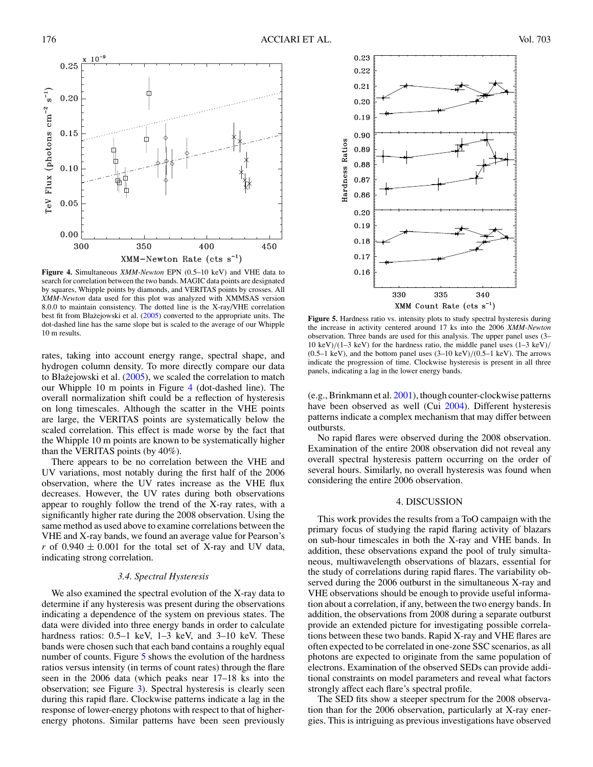**Figure 4.** Simultaneous *XMM-Newton* EPN (0.5–10 keV) and VHE data to search for correlation between the two bands. MAGIC data points are designated by squares, Whipple points by diamonds, and VERITAS points by crosses. All *XMM-Newton* data used for this plot was analyzed with XMMSAS version 8.0.0 to maintain consistency. The dotted line is the X-ray/VHE correlation best fit from Błażejowski et al. (2005) converted to the appropriate units. The dot-dashed line has the same slope but is scaled to the average of our Whipple 10 m results.

rates, taking into account energy range, spectral shape, and hydrogen column density. To more directly compare our data to Błażejowski et al. (2005), we scaled the correlation to match our Whipple 10 m points in Figure 4 (dot-dashed line). The overall normalization shift could be a reflection of hysteresis on long timescales. Although the scatter in the VHE points are large, the VERITAS points are systematically below the scaled correlation. This effect is made worse by the fact that the Whipple 10 m points are known to be systematically higher than the VERITAS points (by 40%).

There appears to be no correlation between the VHE and UV variations, most notably during the first half of the 2006 observation, where the UV rates increase as the VHE flux decreases. However, the UV rates during both observations appear to roughly follow the trend of the X-ray rates, with a significantly higher rate during the 2008 observation. Using the same method as used above to examine correlations between the VHE and X-ray bands, we found an average value for Pearson's $r$ of $0.940 \pm 0.001$ for the total set of X-ray and UV data, indicating strong correlation.

### 3.4. Spectral Hysteresis

We also examined the spectral evolution of the X-ray data to determine if any hysteresis was present during the observations indicating a dependence of the system on previous states. The data were divided into three energy bands in order to calculate hardness ratios: 0.5–1 keV, 1–3 keV, and 3–10 keV. These bands were chosen such that each band contains a roughly equal number of counts. Figure 5 shows the evolution of the hardness ratios versus intensity (in terms of count rates) through the flare seen in the 2006 data (which peaks near 17–18 ks into the observation; see Figure 3). Spectral hysteresis is clearly seen during this rapid flare. Clockwise patterns indicate a lag in the response of lower-energy photons with respect to that of higher-energy photons. Similar patterns have been seen previously (e.g., Brinkmann et al. 2001), though counter-clockwise patterns have been observed as well (Cui 2004). Different hysteresis patterns indicate a complex mechanism that may differ between outbursts.

**Figure 5.** Hardness ratio vs. intensity plots to study spectral hysteresis during the increase in activity centered around 17 ks into the 2006 *XMM-Newton* observation. Three bands are used for this analysis. The upper panel uses (3–10 keV)/(1–3 keV) for the hardness ratio, the middle panel uses (1–3 keV)/(0.5–1 keV), and the bottom panel uses (3–10 keV)/(0.5–1 keV). The arrows indicate the progression of time. Clockwise hysteresis is present in all three panels, indicating a lag in the lower energy bands.

No rapid flares were observed during the 2008 observation. Examination of the entire 2008 observation did not reveal any overall spectral hysteresis pattern occurring on the order of several hours. Similarly, no overall hysteresis was found when considering the entire 2006 observation.

## 4. DISCUSSION

This work provides the results from a ToO campaign with the primary focus of studying the rapid flaring activity of blazars on sub-hour timescales in both the X-ray and VHE bands. In addition, these observations expand the pool of truly simultaneous, multiwavelength observations of blazars, essential for the study of correlations during rapid flares. The variability observed during the 2006 outburst in the simultaneous X-ray and VHE observations should be enough to provide useful information about a correlation, if any, between the two energy bands. In addition, the observations from 2008 during a separate outburst provide an extended picture for investigating possible correlations between these two bands. Rapid X-ray and VHE flares are often expected to be correlated in one-zone SSC scenarios, as all photons are expected to originate from the same population of electrons. Examination of the observed SEDs can provide additional constraints on model parameters and reveal what factors strongly affect each flare's spectral profile.

The SED fits show a steeper spectrum for the 2008 observation than for the 2006 observation, particularly at X-ray energies. This is intriguing as previous investigations have observed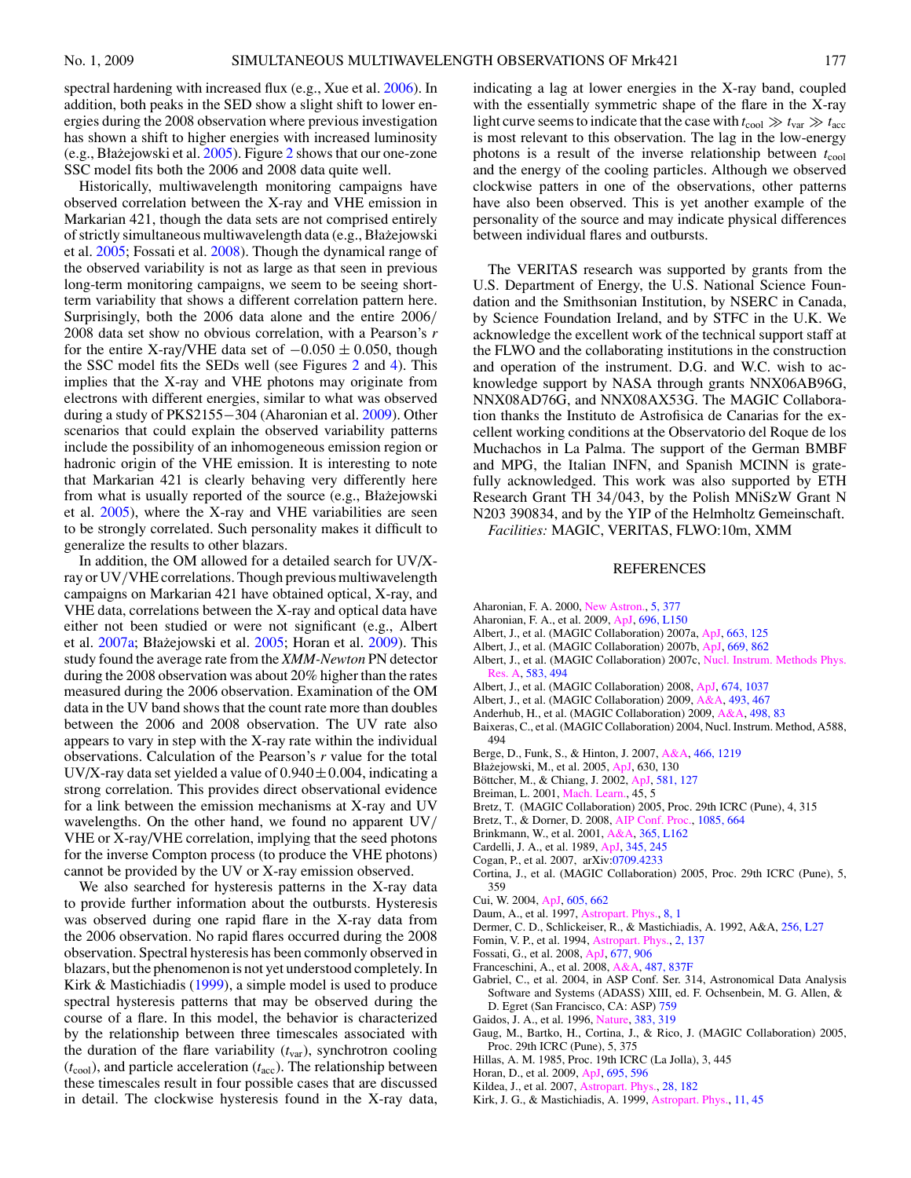spectral hardening with increased flux (e.g., Xue et al. 2006). In addition, both peaks in the SED show a slight shift to lower energies during the 2008 observation where previous investigation has shown a shift to higher energies with increased luminosity (e.g., Błażejowski et al. 2005). Figure 2 shows that our one-zone SSC model fits both the 2006 and 2008 data quite well.

Historically, multiwavelength monitoring campaigns have observed correlation between the X-ray and VHE emission in Markarian 421, though the data sets are not comprised entirely of strictly simultaneous multiwavelength data (e.g., Błażejowski et al. 2005; Fossati et al. 2008). Though the dynamical range of the observed variability is not as large as that seen in previous long-term monitoring campaigns, we seem to be seeing short-term variability that shows a different correlation pattern here. Surprisingly, both the 2006 data alone and the entire 2006/2008 data set show no obvious correlation, with a Pearson's $r$ for the entire X-ray/VHE data set of $-0.050 \pm 0.050$, though the SSC model fits the SEDs well (see Figures 2 and 4). This implies that the X-ray and VHE photons may originate from electrons with different energies, similar to what was observed during a study of PKS2155−304 (Aharonian et al. 2009). Other scenarios that could explain the observed variability patterns include the possibility of an inhomogeneous emission region or hadronic origin of the VHE emission. It is interesting to note that Markarian 421 is clearly behaving very differently here from what is usually reported of the source (e.g., Błażejowski et al. 2005), where the X-ray and VHE variabilities are seen to be strongly correlated. Such personality makes it difficult to generalize the results to other blazars.

In addition, the OM allowed for a detailed search for UV/X-ray or UV/VHE correlations. Though previous multiwavelength campaigns on Markarian 421 have obtained optical, X-ray, and VHE data, correlations between the X-ray and optical data have either not been studied or were not significant (e.g., Albert et al. 2007a; Błażejowski et al. 2005; Horan et al. 2009). This study found the average rate from the *XMM-Newton* PN detector during the 2008 observation was about 20% higher than the rates measured during the 2006 observation. Examination of the OM data in the UV band shows that the count rate more than doubles between the 2006 and 2008 observation. The UV rate also appears to vary in step with the X-ray rate within the individual observations. Calculation of the Pearson's $r$ value for the total UV/X-ray data set yielded a value of $0.940 \pm 0.004$, indicating a strong correlation. This provides direct observational evidence for a link between the emission mechanisms at X-ray and UV wavelengths. On the other hand, we found no apparent UV/VHE or X-ray/VHE correlation, implying that the seed photons for the inverse Compton process (to produce the VHE photons) cannot be provided by the UV or X-ray emission observed.

We also searched for hysteresis patterns in the X-ray data to provide further information about the outbursts. Hysteresis was observed during one rapid flare in the X-ray data from the 2006 observation. No rapid flares occurred during the 2008 observation. Spectral hysteresis has been commonly observed in blazars, but the phenomenon is not yet understood completely. In Kirk & Mastichiadis (1999), a simple model is used to produce spectral hysteresis patterns that may be observed during the course of a flare. In this model, the behavior is characterized by the relationship between three timescales associated with the duration of the flare variability ($t_{\rm var}$), synchrotron cooling ($t_{\rm cool}$), and particle acceleration ($t_{\rm acc}$). The relationship between these timescales result in four possible cases that are discussed in detail. The clockwise hysteresis found in the X-ray data, indicating a lag at lower energies in the X-ray band, coupled with the essentially symmetric shape of the flare in the X-ray light curve seems to indicate that the case with $t_{\rm cool} \gg t_{\rm var} \gg t_{\rm acc}$ is most relevant to this observation. The lag in the low-energy photons is a result of the inverse relationship between $t_{\rm cool}$ and the energy of the cooling particles. Although we observed clockwise patters in one of the observations, other patterns have also been observed. This is yet another example of the personality of the source and may indicate physical differences between individual flares and outbursts.

The VERITAS research was supported by grants from the U.S. Department of Energy, the U.S. National Science Foundation and the Smithsonian Institution, by NSERC in Canada, by Science Foundation Ireland, and by STFC in the U.K. We acknowledge the excellent work of the technical support staff at the FLWO and the collaborating institutions in the construction and operation of the instrument. D.G. and W.C. wish to acknowledge support by NASA through grants NNX06AB96G, NNX08AD76G, and NNX08AX53G. The MAGIC Collaboration thanks the Instituto de Astrofisica de Canarias for the excellent working conditions at the Observatorio del Roque de los Muchachos in La Palma. The support of the German BMBF and MPG, the Italian INFN, and Spanish MCINN is gratefully acknowledged. This work was also supported by ETH Research Grant TH 34/043, by the Polish MNiSzW Grant N N203 390834, and by the YIP of the Helmholtz Gemeinschaft.

*Facilities:* MAGIC, VERITAS, FLWO:10m, XMM

## REFERENCES

Aharonian, F. A. 2000, New Astron., 5, 377
Aharonian, F. A., et al. 2009, ApJ, 696, L150
Albert, J., et al. (MAGIC Collaboration) 2007a, ApJ, 663, 125
Albert, J., et al. (MAGIC Collaboration) 2007b, ApJ, 669, 862
Albert, J., et al. (MAGIC Collaboration) 2007c, Nucl. Instrum. Methods Phys. Res. A, 583, 494
Albert, J., et al. (MAGIC Collaboration) 2008, ApJ, 674, 1037
Albert, J., et al. (MAGIC Collaboration) 2009, A&A, 493, 467
Anderhub, H., et al. (MAGIC Collaboration) 2009, A&A, 498, 83
Baixeras, C., et al. (MAGIC Collaboration) 2004, Nucl. Instrum. Method, A588, 494
Berge, D., Funk, S., & Hinton, J. 2007, A&A, 466, 1219
Błażejowski, M., et al. 2005, ApJ, 630, 130
Böttcher, M., & Chiang, J. 2002, ApJ, 581, 127
Breiman, L. 2001, Mach. Learn., 45, 5
Bretz, T. (MAGIC Collaboration) 2005, Proc. 29th ICRC (Pune), 4, 315
Bretz, T., & Dorner, D. 2008, AIP Conf. Proc., 1085, 664
Brinkmann, W., et al. 2001, A&A, 365, L162
Cardelli, J. A., et al. 1989, ApJ, 345, 245
Cogan, P., et al. 2007, arXiv:0709.4233
Cortina, J., et al. (MAGIC Collaboration) 2005, Proc. 29th ICRC (Pune), 5, 359
Cui, W. 2004, ApJ, 605, 662
Daum, A., et al. 1997, Astropart. Phys., 8, 1
Dermer, C. D., Schlickeiser, R., & Mastichiadis, A. 1992, A&A, 256, L27
Fomin, V. P., et al. 1994, Astropart. Phys., 2, 137
Fossati, G., et al. 2008, ApJ, 677, 906
Franceschini, A., et al. 2008, A&A, 487, 837F
Gabriel, C., et al. 2004, in ASP Conf. Ser. 314, Astronomical Data Analysis Software and Systems (ADASS) XIII, ed. F. Ochsenbein, M. G. Allen, & D. Egret (San Francisco, CA: ASP) 759
Gaidos, J. A., et al. 1996, Nature, 383, 319
Gaug, M., Bartko, H., Cortina, J., & Rico, J. (MAGIC Collaboration) 2005, Proc. 29th ICRC (Pune), 5, 375
Hillas, A. M. 1985, Proc. 19th ICRC (La Jolla), 3, 445
Horan, D., et al. 2009, ApJ, 695, 596
Kildea, J., et al. 2007, Astropart. Phys., 28, 182
Kirk, J. G., & Mastichiadis, A. 1999, Astropart. Phys., 11, 45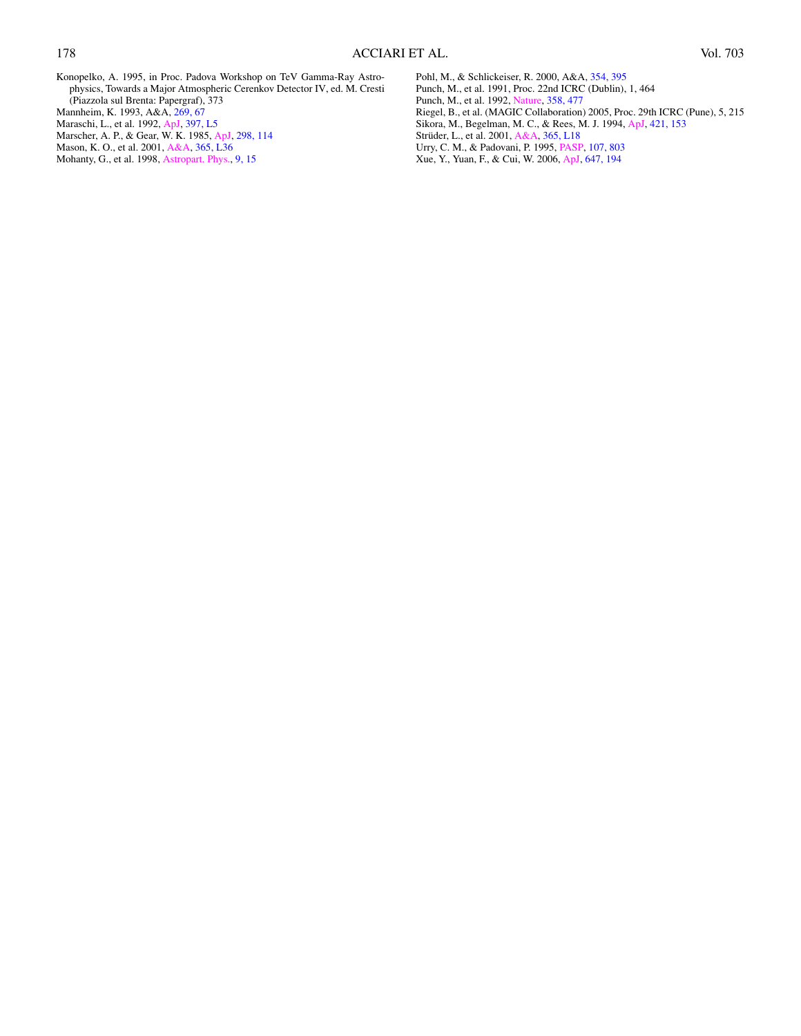Konopelko, A. 1995, in Proc. Padova Workshop on TeV Gamma-Ray Astrophysics, Towards a Major Atmospheric Cerenkov Detector IV, ed. M. Cresti (Piazzola sul Brenta: Papergraf), 373

Mannheim, K. 1993, A&A, 269, 67

Maraschi, L., et al. 1992, ApJ, 397, L5

Marscher, A. P., & Gear, W. K. 1985, ApJ, 298, 114

Mason, K. O., et al. 2001, A&A, 365, L36

Mohanty, G., et al. 1998, Astropart. Phys., 9, 15

Pohl, M., & Schlickeiser, R. 2000, A&A, 354, 395

Punch, M., et al. 1991, Proc. 22nd ICRC (Dublin), 1, 464

Punch, M., et al. 1992, Nature, 358, 477

Riegel, B., et al. (MAGIC Collaboration) 2005, Proc. 29th ICRC (Pune), 5, 215

Sikora, M., Begelman, M. C., & Rees, M. J. 1994, ApJ, 421, 153

Strüder, L., et al. 2001, A&A, 365, L18

Urry, C. M., & Padovani, P. 1995, PASP, 107, 803

Xue, Y., Yuan, F., & Cui, W. 2006, ApJ, 647, 194